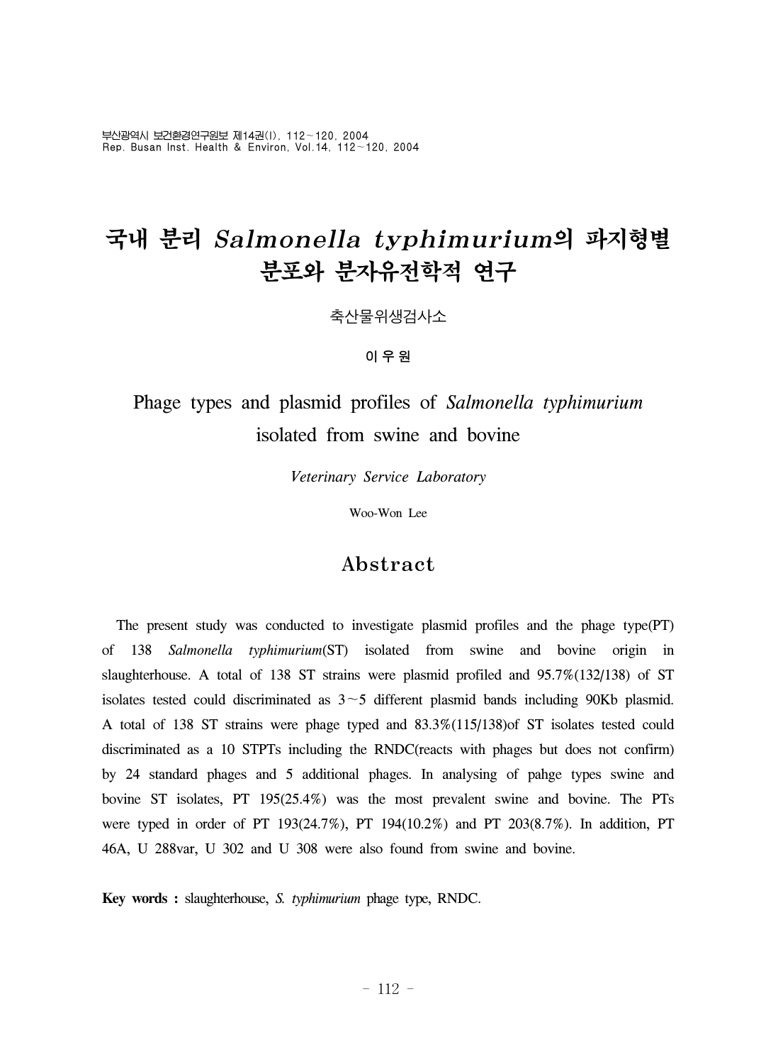# 국내 분리 *Salmonella typhimurium*의 파지형별 분포와 분자유전학적 연구

축산물위생검사소

**이 우 원**

# Phage types and plasmid profiles of *Salmonella typhimurium* isolated from swine and bovine

*Veterinary Service Laboratory*

Woo-Won Lee

## Abstract

The present study was conducted to investigate plasmid profiles and the phage type(PT) of 138 *Salmonella typhimurium*(ST) isolated from swine and bovine origin in slaughterhouse. A total of 138 ST strains were plasmid profiled and 95.7%(132/138) of ST isolates tested could discriminated as 3~5 different plasmid bands including 90Kb plasmid. A total of 138 ST strains were phage typed and 83.3%(115/138)of ST isolates tested could discriminated as a 10 STPTs including the RNDC(reacts with phages but does not confirm) by 24 standard phages and 5 additional phages. In analysing of pahge types swine and bovine ST isolates, PT 195(25.4%) was the most prevalent swine and bovine. The PTs were typed in order of PT 193(24.7%), PT 194(10.2%) and PT 203(8.7%). In addition, PT 46A, U 288var, U 302 and U 308 were also found from swine and bovine.

**Key words :** slaughterhouse, *S. typhimurium* phage type, RNDC.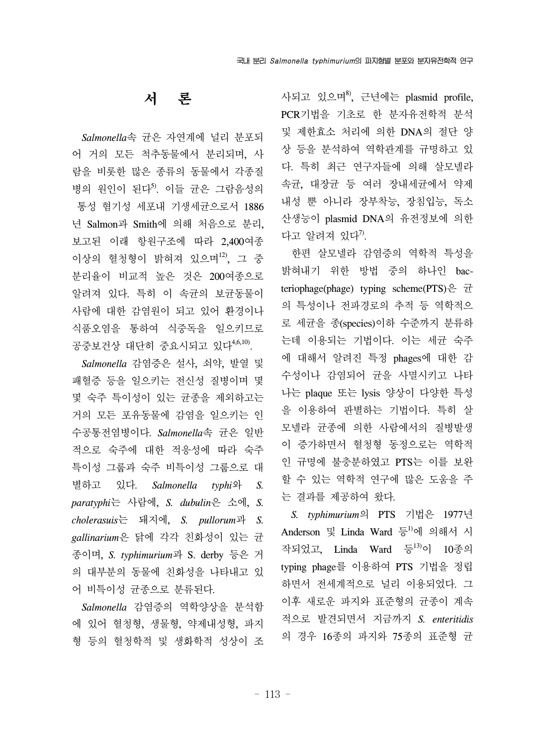## 서 론

*Salmonella*속 균은 자연계에 널리 분포되어 거의 모든 척추동물에서 분리되며, 사람을 비롯한 많은 종류의 동물에서 각종질병의 원인이 된다[5]. 이들 균은 그람음성의 통성 혐기성 세포내 기생세균으로서 1886년 Salmon과 Smith에 의해 처음으로 분리, 보고된 이래 항원구조에 따라 2,400여종 이상의 혈청형이 밝혀져 있으며[12], 그 중 분리율이 비교적 높은 것은 200여종으로 알려져 있다. 특히 이 속균의 보균동물이 사람에 대한 감염원이 되고 있어 환경이나 식품오염을 통하여 식중독을 일으키므로 공중보건상 대단히 중요시되고 있다[4,6,10].

*Salmonella* 감염증은 설사, 쇠약, 발열 및 패혈증 등을 일으키는 전신성 질병이며 몇몇 숙주 특이성이 있는 균종을 제외하고는 거의 모든 포유동물에 감염을 일으키는 인수공통전염병이다. *Salmonella*속 균은 일반적으로 숙주에 대한 적응성에 따라 숙주 특이성 그룹과 숙주 비특이성 그룹으로 대별하고 있다. *Salmonella typhi*와 *S. paratyphi*는 사람에, *S. dubulin*은 소에, *S. cholerasuis*는 돼지에, *S. pullorum*과 *S. gallinarium*은 닭에 각각 친화성이 있는 균종이며, *S. typhimurium*과 S. derby 등은 거의 대부분의 동물에 친화성을 나타내고 있어 비특이성 균종으로 분류된다.

*Salmonella* 감염증의 역학양상을 분석함에 있어 혈청형, 생물형, 약제내성형, 파지형 등의 혈청학적 및 생화학적 성상이 조사되고 있으며[8], 근년에는 plasmid profile, PCR기법을 기초로 한 분자유전학적 분석 및 제한효소 처리에 의한 DNA의 절단 양상 등을 분석하여 역학관계를 규명하고 있다. 특히 최근 연구자들에 의해 살모넬라속균, 대장균 등 여러 장내세균에서 약제내성 뿐 아니라 장부착능, 장침입능, 독소산생능이 plasmid DNA의 유전정보에 의한다고 알려져 있다[7].

한편 살모넬라 감염증의 역학적 특성을 밝혀내기 위한 방법 중의 하나인 bacteriophage(phage) typing scheme(PTS)은 균의 특성이나 전파경로의 추적 등 역학적으로 세균을 종(species)이하 수준까지 분류하는데 이용되는 기법이다. 이는 세균 숙주에 대해서 알려진 특정 phages에 대한 감수성이나 감염되어 균을 사멸시키고 나타나는 plaque 또는 lysis 양상이 다양한 특성을 이용하여 판별하는 기법이다. 특히 살모넬라 균종에 의한 사람에서의 질병발생이 증가하면서 혈청형 동정으로는 역학적인 규명에 불충분하였고 PTS는 이를 보완할 수 있는 역학적 연구에 많은 도움을 주는 결과를 제공하여 왔다.

*S. typhimurium*의 PTS 기법은 1977년 Anderson 및 Linda Ward 등[1]에 의해서 시작되었고, Linda Ward 등[13]이 10종의 typing phage를 이용하여 PTS 기법을 정립하면서 전세계적으로 널리 이용되었다. 그 이후 새로운 파지와 표준형의 균종이 계속적으로 발견되면서 지금까지 *S. enteritidis*의 경우 16종의 파지와 75종의 표준형 균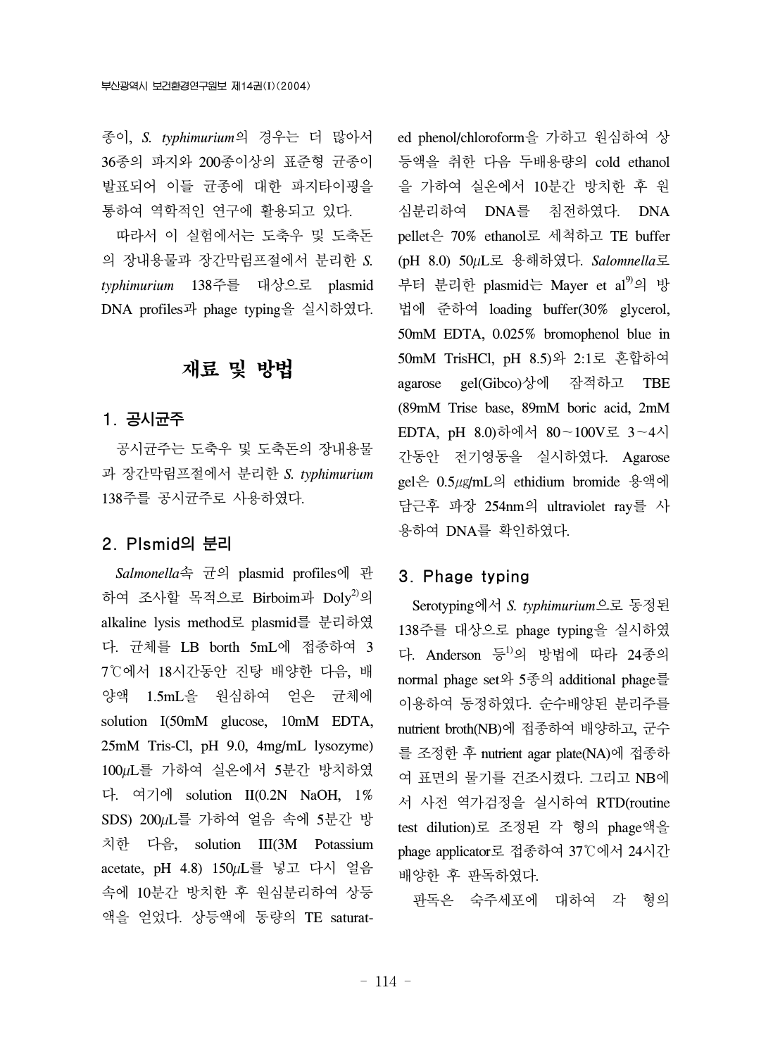종이, *S. typhimurium*의 경우는 더 많아서 36종의 파지와 200종이상의 표준형 균종이 발표되어 이들 균종에 대한 파지타이핑을 통하여 역학적인 연구에 활용되고 있다.

따라서 이 실험에서는 도축우 및 도축돈의 장내용물과 장간막림프절에서 분리한 *S. typhimurium* 138주를 대상으로 plasmid DNA profiles과 phage typing을 실시하였다.

# 재료 및 방법

## 1. 공시균주

공시균주는 도축우 및 도축돈의 장내용물과 장간막림프절에서 분리한 *S. typhimurium* 138주를 공시균주로 사용하였다.

## 2. Plsmid의 분리

*Salmonella*속 균의 plasmid profiles에 관하여 조사할 목적으로 Birboim과 Doly[2]의 alkaline lysis method로 plasmid를 분리하였다. 균체를 LB borth 5mL에 접종하여 37℃에서 18시간동안 진탕 배양한 다음, 배양액 1.5mL을 원심하여 얻은 균체에 solution I(50mM glucose, 10mM EDTA, 25mM Tris-Cl, pH 9.0, 4mg/mL lysozyme) 100$\mu$L를 가하여 실온에서 5분간 방치하였다. 여기에 solution II(0.2N NaOH, 1% SDS) 200$\mu$L를 가하여 얼음 속에 5분간 방치한 다음, solution III(3M Potassium acetate, pH 4.8) 150$\mu$L를 넣고 다시 얼음 속에 10분간 방치한 후 원심분리하여 상등액을 얻었다. 상등액에 동량의 TE saturated phenol/chloroform을 가하고 원심하여 상등액을 취한 다음 두배용량의 cold ethanol을 가하여 실온에서 10분간 방치한 후 원심분리하여 DNA를 침전하였다. DNA pellet은 70% ethanol로 세척하고 TE buffer (pH 8.0) 50$\mu$L로 용해하였다. *Salomnella*로부터 분리한 plasmid는 Mayer et al[9]의 방법에 준하여 loading buffer(30% glycerol, 50mM EDTA, 0.025% bromophenol blue in 50mM TrisHCl, pH 8.5)와 2:1로 혼합하여 agarose gel(Gibco)상에 잠적하고 TBE (89mM Trise base, 89mM boric acid, 2mM EDTA, pH 8.0)하에서 80~100V로 3~4시간동안 전기영동을 실시하였다. Agarose gel은 0.5㎍/mL의 ethidium bromide 용액에 담근후 파장 254nm의 ultraviolet ray를 사용하여 DNA를 확인하였다.

## 3. Phage typing

Serotyping에서 *S. typhimurium*으로 동정된 138주를 대상으로 phage typing을 실시하였다. Anderson 등[1]의 방법에 따라 24종의 normal phage set와 5종의 additional phage를 이용하여 동정하였다. 순수배양된 분리주를 nutrient broth(NB)에 접종하여 배양하고, 균수를 조정한 후 nutrient agar plate(NA)에 접종하여 표면의 물기를 건조시켰다. 그리고 NB에서 사전 역가검정을 실시하여 RTD(routine test dilution)로 조정된 각 형의 phage액을 phage applicator로 접종하여 37℃에서 24시간 배양한 후 판독하였다.

판독은 숙주세포에 대하여 각 형의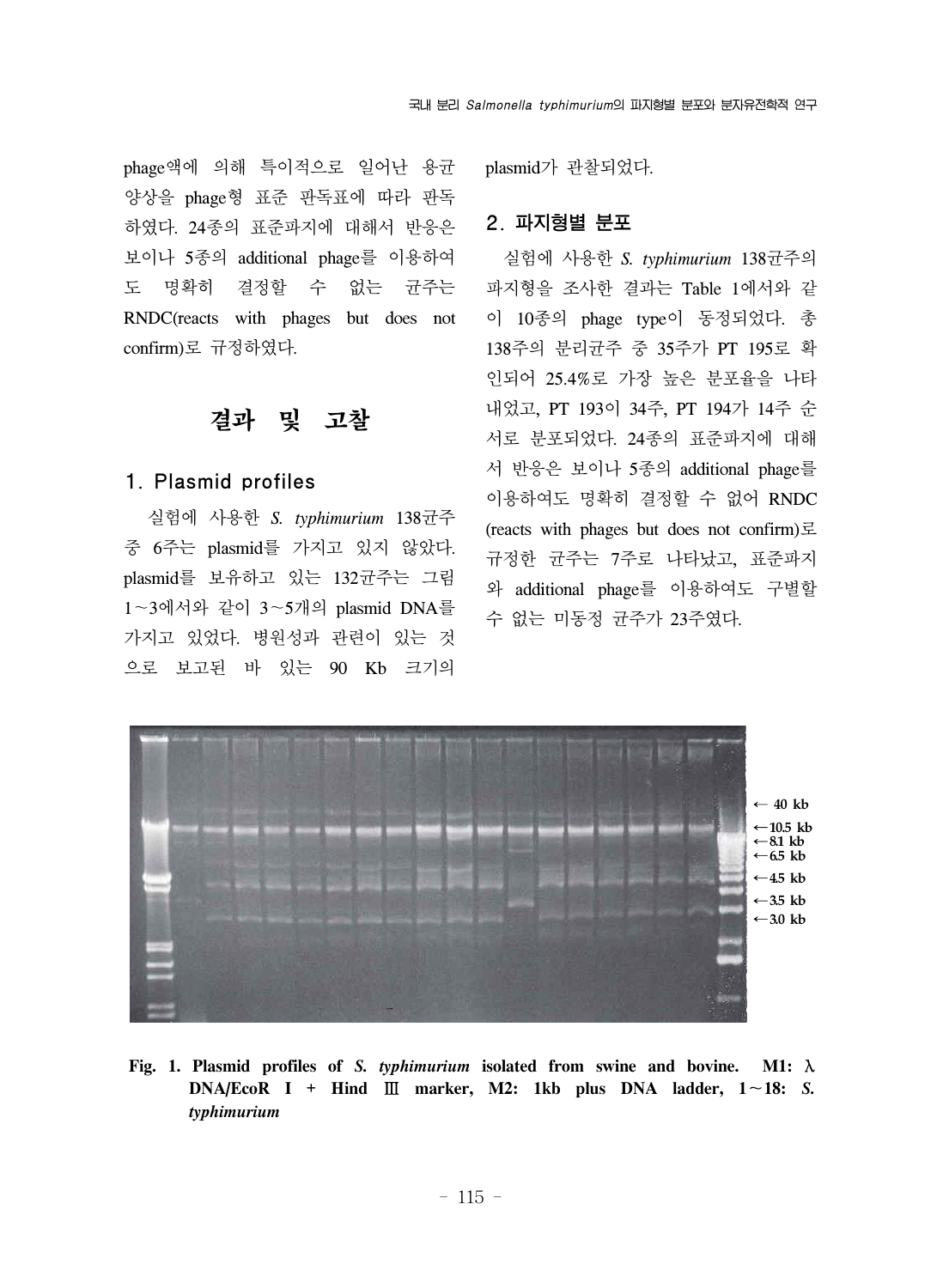phage액에 의해 특이적으로 일어난 용균 양상을 phage형 표준 판독표에 따라 판독하였다. 24종의 표준파지에 대해서 반응은 보이나 5종의 additional phage를 이용하여도 명확히 결정할 수 없는 균주는 RNDC(reacts with phages but does not confirm)로 규정하였다.

# 결과 및 고찰

## 1. Plasmid profiles

실험에 사용한 *S. typhimurium* 138균주 중 6주는 plasmid를 가지고 있지 않았다. plasmid를 보유하고 있는 132균주는 그림 1~3에서와 같이 3~5개의 plasmid DNA를 가지고 있었다. 병원성과 관련이 있는 것으로 보고된 바 있는 90 Kb 크기의 plasmid가 관찰되었다.

## 2. 파지형별 분포

실험에 사용한 *S. typhimurium* 138균주의 파지형을 조사한 결과는 Table 1에서와 같이 10종의 phage type이 동정되었다. 총 138주의 분리균주 중 35주가 PT 195로 확인되어 25.4%로 가장 높은 분포율을 나타내었고, PT 193이 34주, PT 194가 14주 순서로 분포되었다. 24종의 표준파지에 대해서 반응은 보이나 5종의 additional phage를 이용하여도 명확히 결정할 수 없어 RNDC (reacts with phages but does not confirm)로 규정한 균주는 7주로 나타났고, 표준파지와 additional phage를 이용하여도 구별할 수 없는 미동정 균주가 23주였다.

← 40 kb
←10.5 kb
←8.1 kb
←6.5 kb
←4.5 kb
←3.5 kb
←3.0 kb

**Fig. 1. Plasmid profiles of *S. typhimurium* isolated from swine and bovine. M1: λ DNA/EcoR I + Hind Ⅲ marker, M2: 1kb plus DNA ladder, 1~18: *S. typhimurium***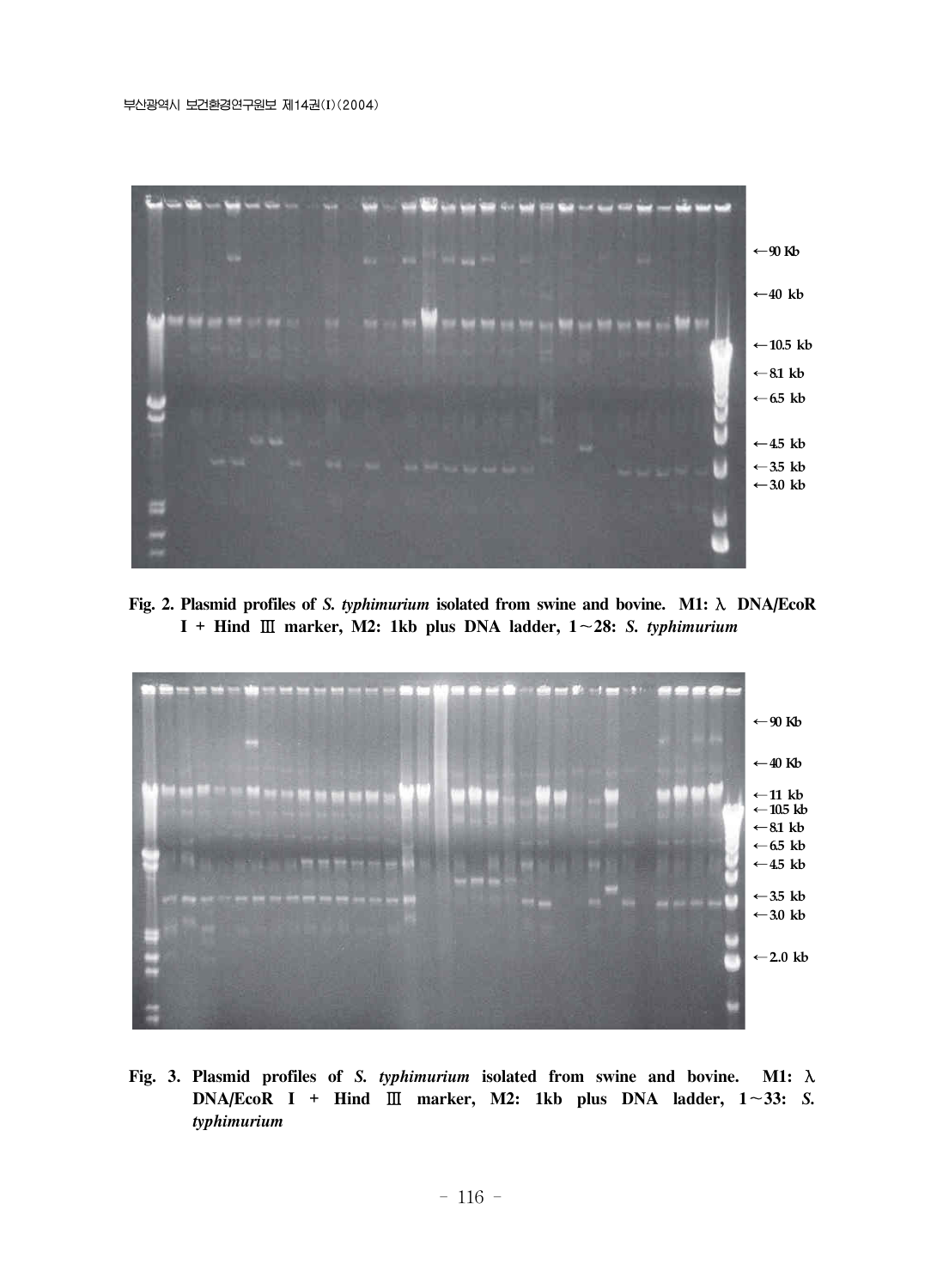Fig. 2. Plasmid profiles of *S. typhimurium* isolated from swine and bovine. M1: λ DNA/EcoR I + Hind Ⅲ marker, M2: 1kb plus DNA ladder, 1～28: *S. typhimurium*

Fig. 3. Plasmid profiles of *S. typhimurium* isolated from swine and bovine. M1: λ DNA/EcoR I + Hind Ⅲ marker, M2: 1kb plus DNA ladder, 1～33: *S. typhimurium*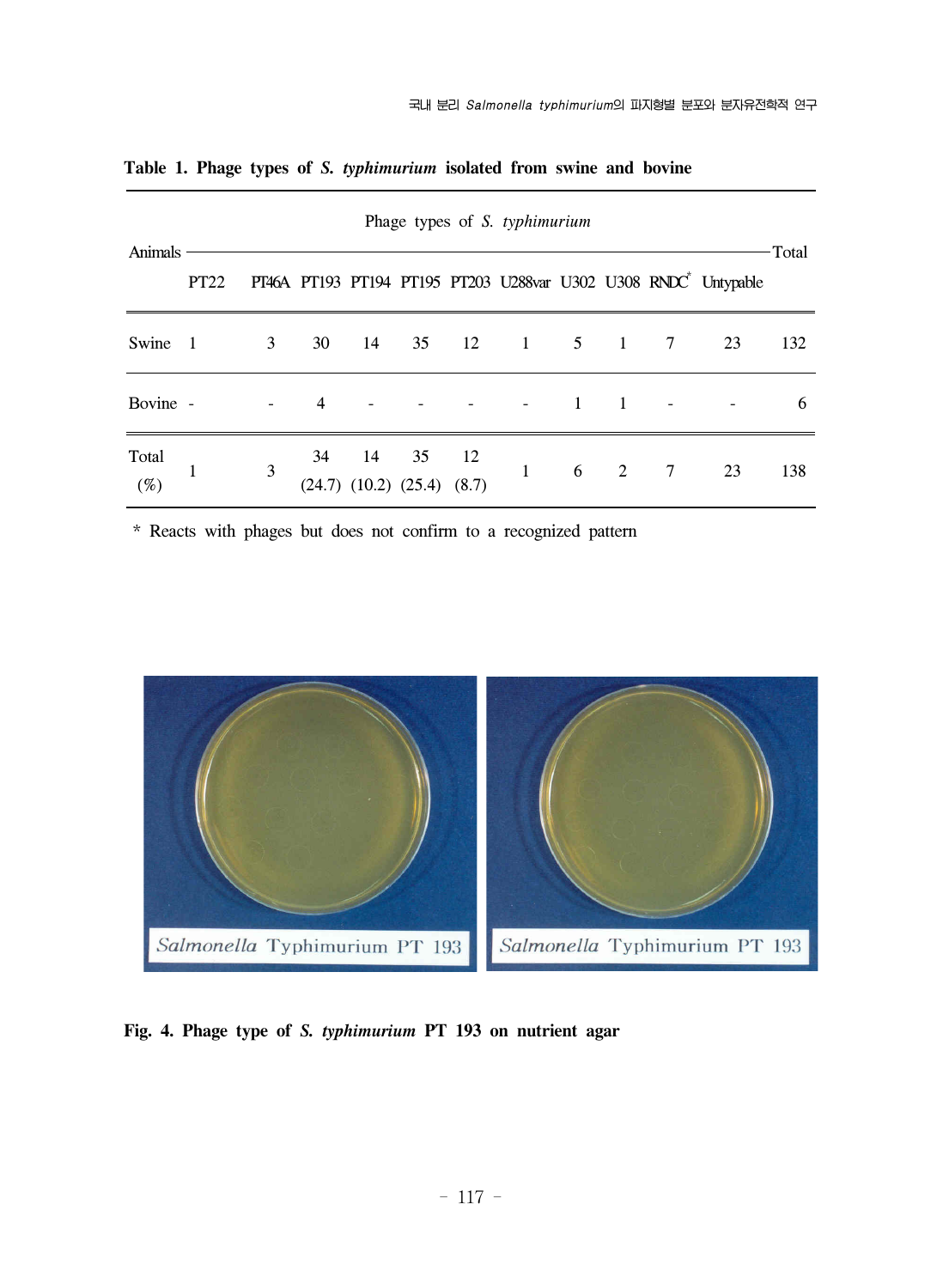**Table 1. Phage types of *S. typhimurium* isolated from swine and bovine**

| Animals | Phage types of *S. typhimurium* | | | | | | | | | | | Total |
|---|---|---|---|---|---|---|---|---|---|---|---|---|
| | PT22 | PT46A | PT193 | PT194 | PT195 | PT203 | U288var | U302 | U308 | RNDC* | Untypable | |
| Swine | 1 | 3 | 30 | 14 | 35 | 12 | 1 | 5 | 1 | 7 | 23 | 132 |
| Bovine | - | - | 4 | - | - | - | - | 1 | 1 | - | - | 6 |
| Total (%) | 1 | 3 | 34 (24.7) | 14 (10.2) | 35 (25.4) | 12 (8.7) | 1 | 6 | 2 | 7 | 23 | 138 |

\* Reacts with phages but does not confirm to a recognized pattern

**Fig. 4. Phage type of *S. typhimurium* PT 193 on nutrient agar**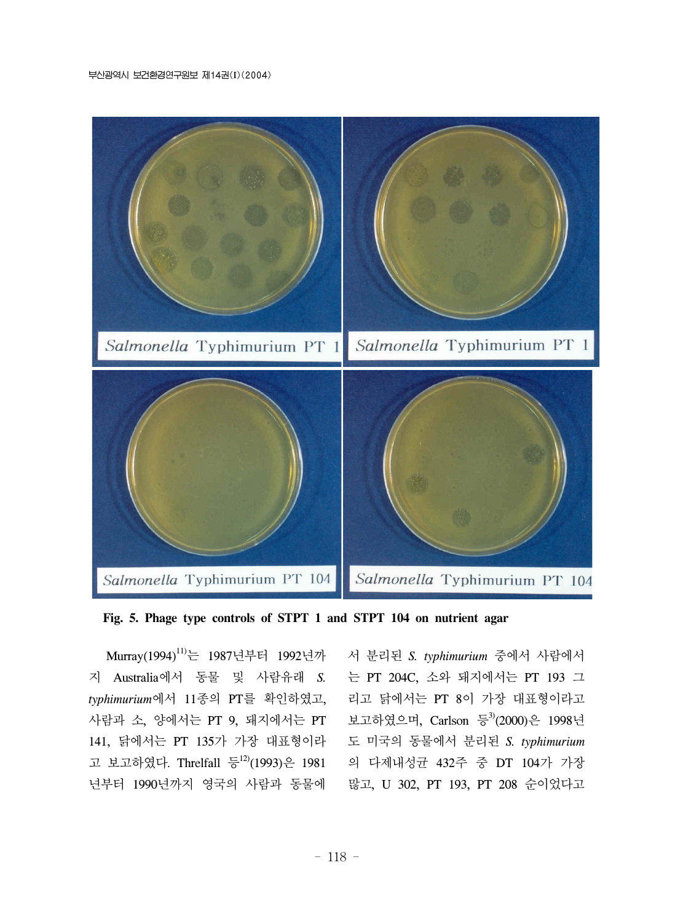Fig. 5. Phage type controls of STPT 1 and STPT 104 on nutrient agar

Murray(1994)[11]는 1987년부터 1992년까지 Australia에서 동물 및 사람유래 *S. typhimurium*에서 11종의 PT를 확인하였고, 사람과 소, 양에서는 PT 9, 돼지에서는 PT 141, 닭에서는 PT 135가 가장 대표형이라고 보고하였다. Threlfall 등[12](1993)은 1981년부터 1990년까지 영국의 사람과 동물에서 분리된 *S. typhimurium* 중에서 사람에서는 PT 204C, 소와 돼지에서는 PT 193 그리고 닭에서는 PT 8이 가장 대표형이라고 보고하였으며, Carlson 등[3](2000)은 1998년도 미국의 동물에서 분리된 *S. typhimurium*의 다제내성균 432주 중 DT 104가 가장 많고, U 302, PT 193, PT 208 순이었다고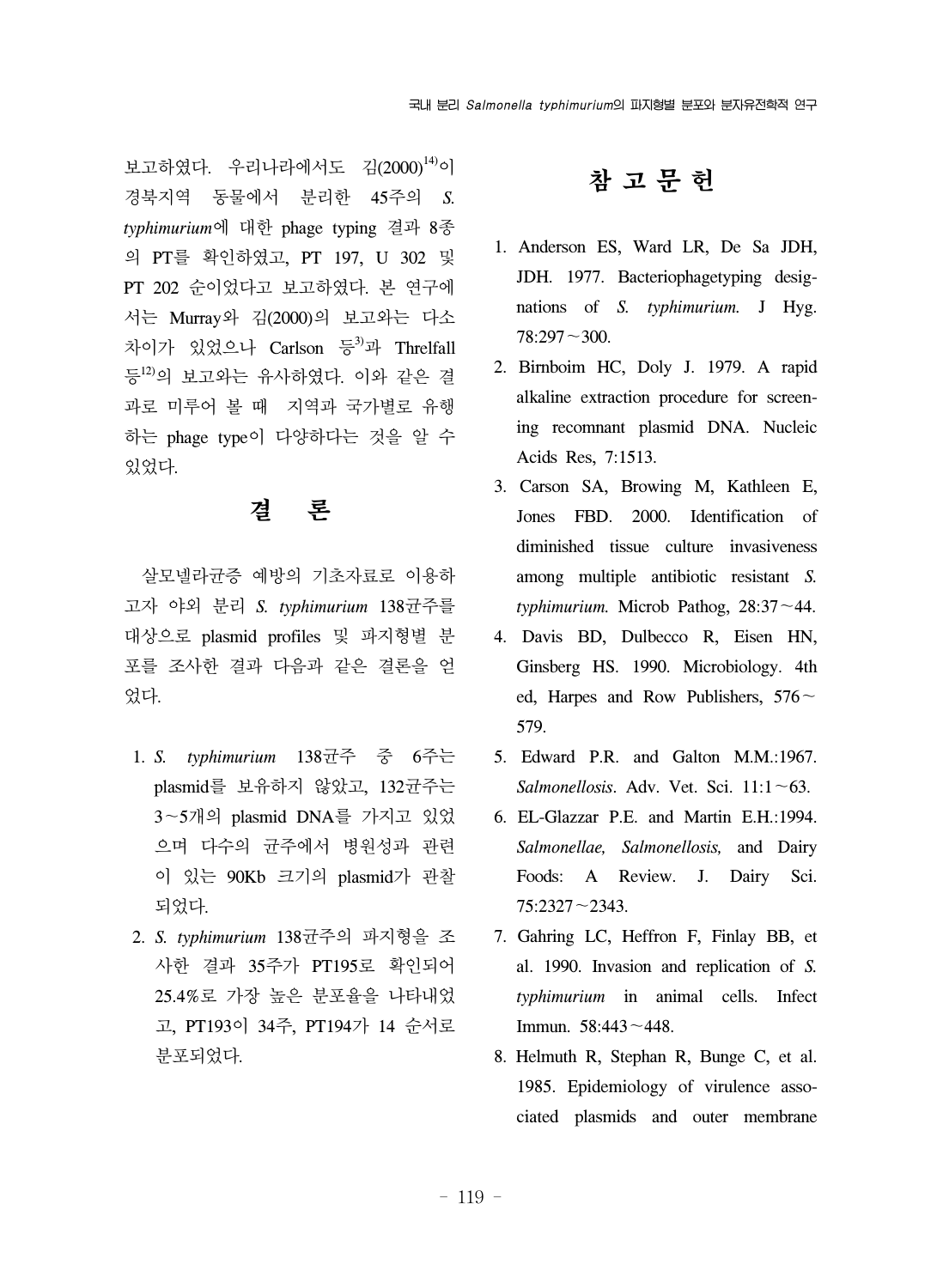보고하였다. 우리나라에서도 김(2000)[14]이 경북지역 동물에서 분리한 45주의 *S. typhimurium*에 대한 phage typing 결과 8종의 PT를 확인하였고, PT 197, U 302 및 PT 202 순이었다고 보고하였다. 본 연구에서는 Murray와 김(2000)의 보고와는 다소 차이가 있었으나 Carlson 등[3]과 Threlfall 등[12]의 보고와는 유사하였다. 이와 같은 결과로 미루어 볼 때 지역과 국가별로 유행하는 phage type이 다양하다는 것을 알 수 있었다.

# 결　　론

살모넬라균증 예방의 기초자료로 이용하고자 야외 분리 *S. typhimurium* 138균주를 대상으로 plasmid profiles 및 파지형별 분포를 조사한 결과 다음과 같은 결론을 얻었다.

1. *S. typhimurium* 138균주 중 6주는 plasmid를 보유하지 않았고, 132균주는 3～5개의 plasmid DNA를 가지고 있었으며 다수의 균주에서 병원성과 관련이 있는 90Kb 크기의 plasmid가 관찰되었다.
2. *S. typhimurium* 138균주의 파지형을 조사한 결과 35주가 PT195로 확인되어 25.4%로 가장 높은 분포율을 나타내었고, PT193이 34주, PT194가 14 순서로 분포되었다.

# 참 고 문 헌

1. Anderson ES, Ward LR, De Sa JDH, JDH. 1977. Bacteriophagetyping designations of *S. typhimurium.* J Hyg. 78:297～300.
2. Birnboim HC, Doly J. 1979. A rapid alkaline extraction procedure for screening recomnant plasmid DNA. Nucleic Acids Res, 7:1513.
3. Carson SA, Browing M, Kathleen E, Jones FBD. 2000. Identification of diminished tissue culture invasiveness among multiple antibiotic resistant *S. typhimurium.* Microb Pathog, 28:37～44.
4. Davis BD, Dulbecco R, Eisen HN, Ginsberg HS. 1990. Microbiology. 4th ed, Harpes and Row Publishers, 576～579.
5. Edward P.R. and Galton M.M.:1967. *Salmonellosis*. Adv. Vet. Sci. 11:1～63.
6. EL-Glazzar P.E. and Martin E.H.:1994. *Salmonellae, Salmonellosis,* and Dairy Foods: A Review. J. Dairy Sci. 75:2327～2343.
7. Gahring LC, Heffron F, Finlay BB, et al. 1990. Invasion and replication of *S. typhimurium* in animal cells. Infect Immun. 58:443～448.
8. Helmuth R, Stephan R, Bunge C, et al. 1985. Epidemiology of virulence associated plasmids and outer membrane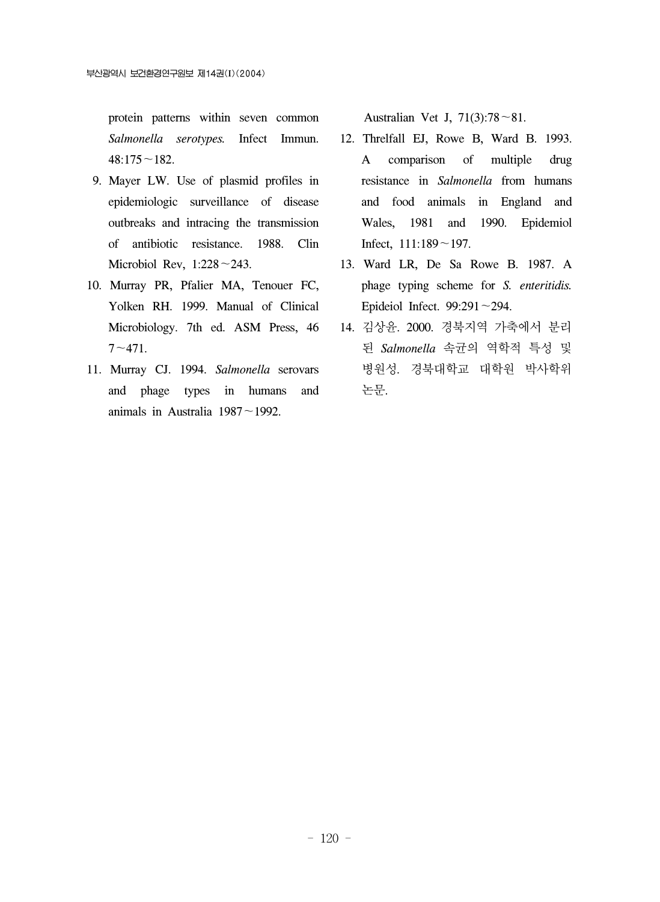protein patterns within seven common *Salmonella serotypes.* Infect Immun. 48:175～182.

9. Mayer LW. Use of plasmid profiles in epidemiologic surveillance of disease outbreaks and intracing the transmission of antibiotic resistance. 1988. Clin Microbiol Rev, 1:228～243.
10. Murray PR, Pfalier MA, Tenouer FC, Yolken RH. 1999. Manual of Clinical Microbiology. 7th ed. ASM Press, 467～471.
11. Murray CJ. 1994. *Salmonella* serovars and phage types in humans and animals in Australia 1987～1992. Australian Vet J, 71(3):78～81.
12. Threlfall EJ, Rowe B, Ward B. 1993. A comparison of multiple drug resistance in *Salmonella* from humans and food animals in England and Wales, 1981 and 1990. Epidemiol Infect, 111:189～197.
13. Ward LR, De Sa Rowe B. 1987. A phage typing scheme for *S. enteritidis.* Epideiol Infect. 99:291～294.
14. 김상윤. 2000. 경북지역 가축에서 분리된 *Salmonella* 속균의 역학적 특성 및 병원성. 경북대학교 대학원 박사학위 논문.